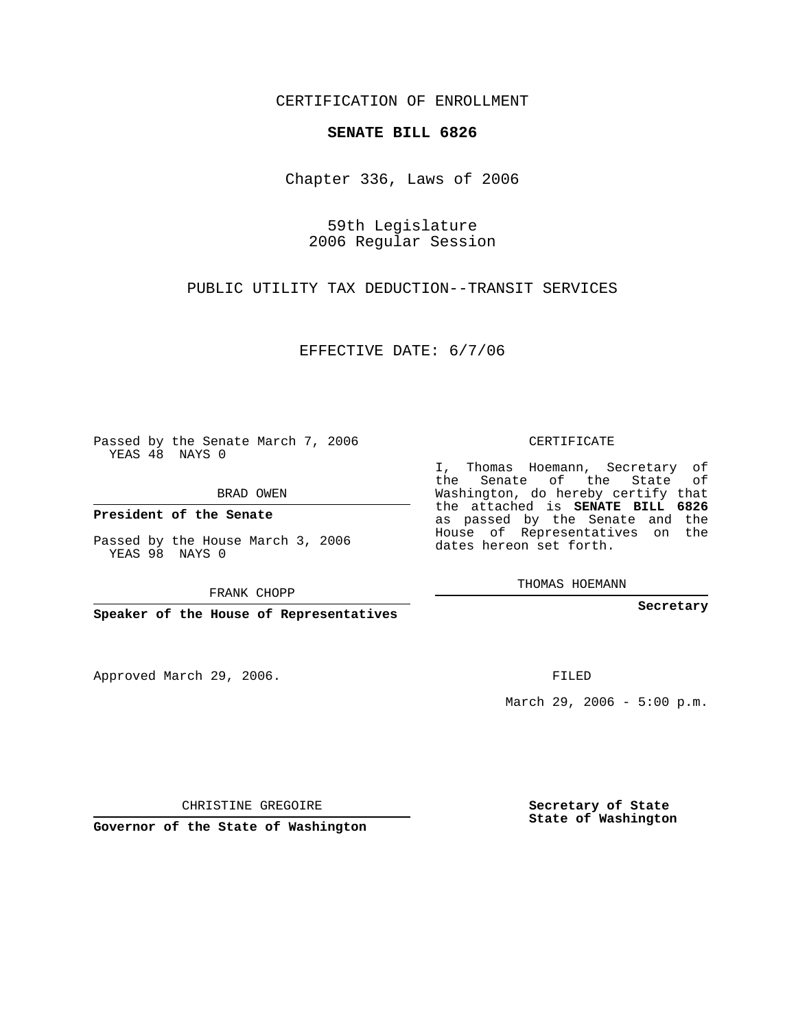CERTIFICATION OF ENROLLMENT

**SENATE BILL 6826**

Chapter 336, Laws of 2006

59th Legislature
2006 Regular Session

PUBLIC UTILITY TAX DEDUCTION--TRANSIT SERVICES

EFFECTIVE DATE: 6/7/06

Passed by the Senate March 7, 2006
YEAS 48 NAYS 0

BRAD OWEN

**President of the Senate**

Passed by the House March 3, 2006
YEAS 98 NAYS 0

FRANK CHOPP

**Speaker of the House of Representatives**

Approved March 29, 2006.

CHRISTINE GREGOIRE

**Governor of the State of Washington**

CERTIFICATE

I, Thomas Hoemann, Secretary of the Senate of the State of Washington, do hereby certify that the attached is **SENATE BILL 6826** as passed by the Senate and the House of Representatives on the dates hereon set forth.

THOMAS HOEMANN

**Secretary**

FILED

March 29, 2006 - 5:00 p.m.

**Secretary of State**
**State of Washington**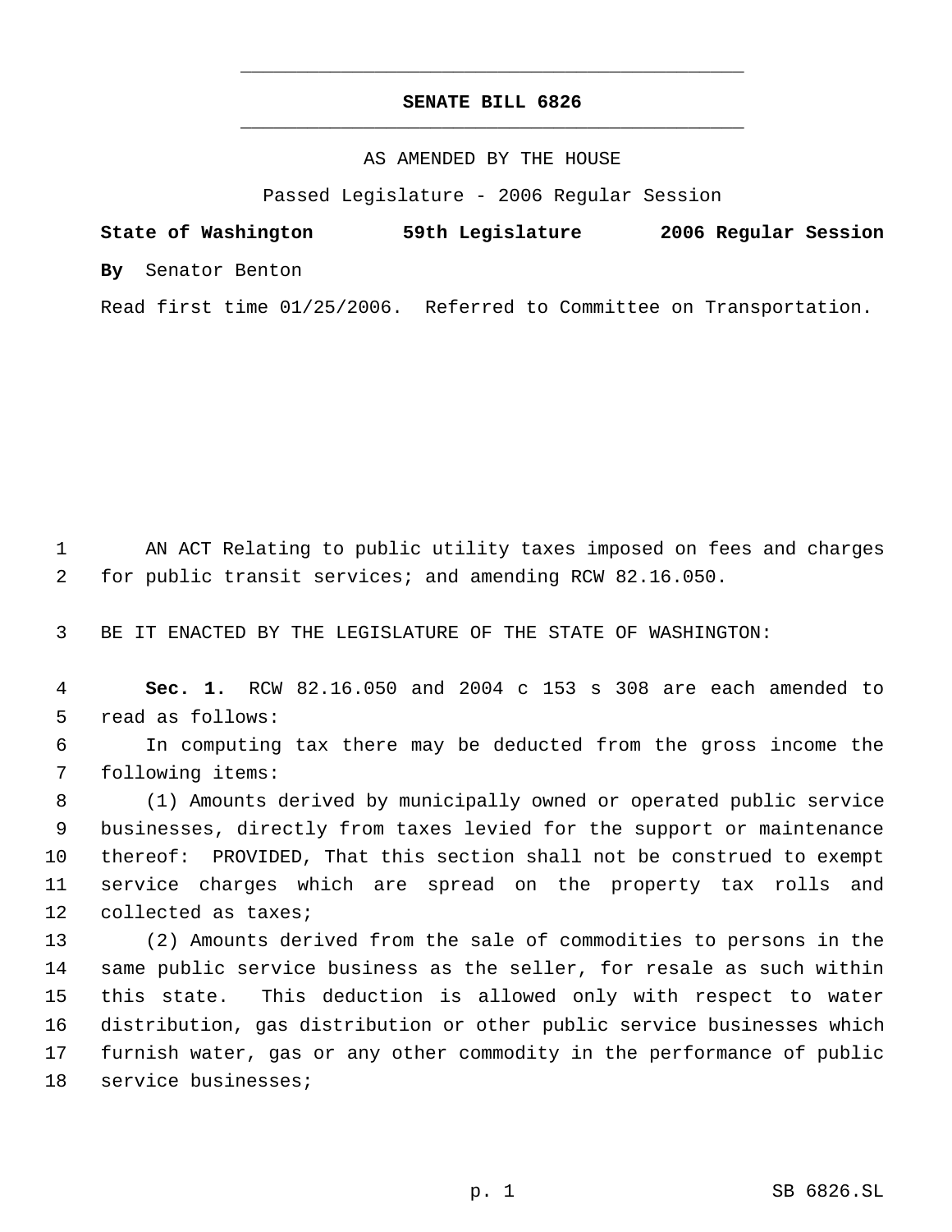# SENATE BILL 6826

AS AMENDED BY THE HOUSE

Passed Legislature - 2006 Regular Session

**State of Washington** **59th Legislature** **2006 Regular Session**

**By** Senator Benton

Read first time 01/25/2006. Referred to Committee on Transportation.

AN ACT Relating to public utility taxes imposed on fees and charges for public transit services; and amending RCW 82.16.050.

BE IT ENACTED BY THE LEGISLATURE OF THE STATE OF WASHINGTON:

**Sec. 1.** RCW 82.16.050 and 2004 c 153 s 308 are each amended to read as follows:

In computing tax there may be deducted from the gross income the following items:

(1) Amounts derived by municipally owned or operated public service businesses, directly from taxes levied for the support or maintenance thereof: PROVIDED, That this section shall not be construed to exempt service charges which are spread on the property tax rolls and collected as taxes;

(2) Amounts derived from the sale of commodities to persons in the same public service business as the seller, for resale as such within this state. This deduction is allowed only with respect to water distribution, gas distribution or other public service businesses which furnish water, gas or any other commodity in the performance of public service businesses;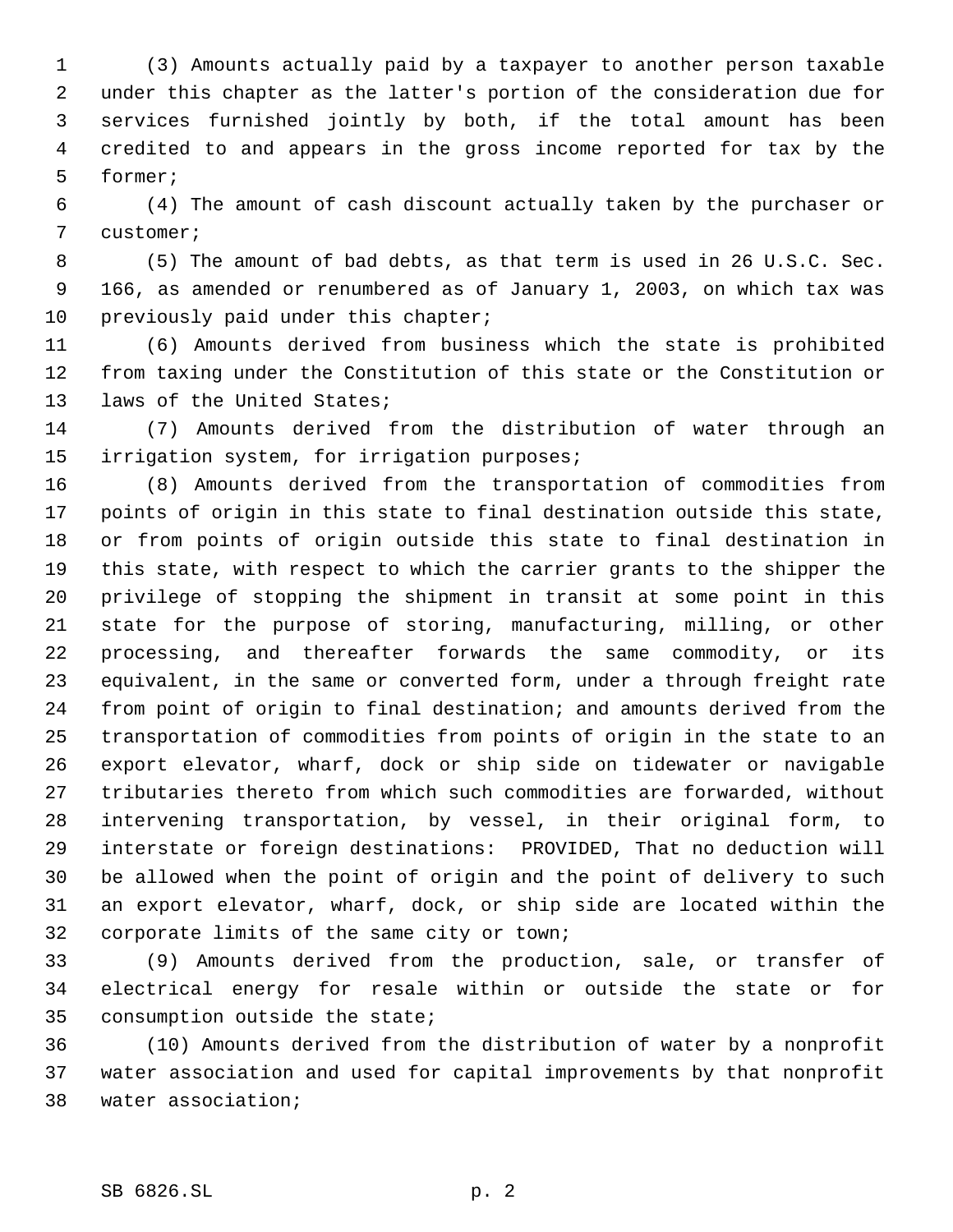(3) Amounts actually paid by a taxpayer to another person taxable under this chapter as the latter's portion of the consideration due for services furnished jointly by both, if the total amount has been credited to and appears in the gross income reported for tax by the former;

(4) The amount of cash discount actually taken by the purchaser or customer;

(5) The amount of bad debts, as that term is used in 26 U.S.C. Sec. 166, as amended or renumbered as of January 1, 2003, on which tax was previously paid under this chapter;

(6) Amounts derived from business which the state is prohibited from taxing under the Constitution of this state or the Constitution or laws of the United States;

(7) Amounts derived from the distribution of water through an irrigation system, for irrigation purposes;

(8) Amounts derived from the transportation of commodities from points of origin in this state to final destination outside this state, or from points of origin outside this state to final destination in this state, with respect to which the carrier grants to the shipper the privilege of stopping the shipment in transit at some point in this state for the purpose of storing, manufacturing, milling, or other processing, and thereafter forwards the same commodity, or its equivalent, in the same or converted form, under a through freight rate from point of origin to final destination; and amounts derived from the transportation of commodities from points of origin in the state to an export elevator, wharf, dock or ship side on tidewater or navigable tributaries thereto from which such commodities are forwarded, without intervening transportation, by vessel, in their original form, to interstate or foreign destinations: PROVIDED, That no deduction will be allowed when the point of origin and the point of delivery to such an export elevator, wharf, dock, or ship side are located within the corporate limits of the same city or town;

(9) Amounts derived from the production, sale, or transfer of electrical energy for resale within or outside the state or for consumption outside the state;

(10) Amounts derived from the distribution of water by a nonprofit water association and used for capital improvements by that nonprofit water association;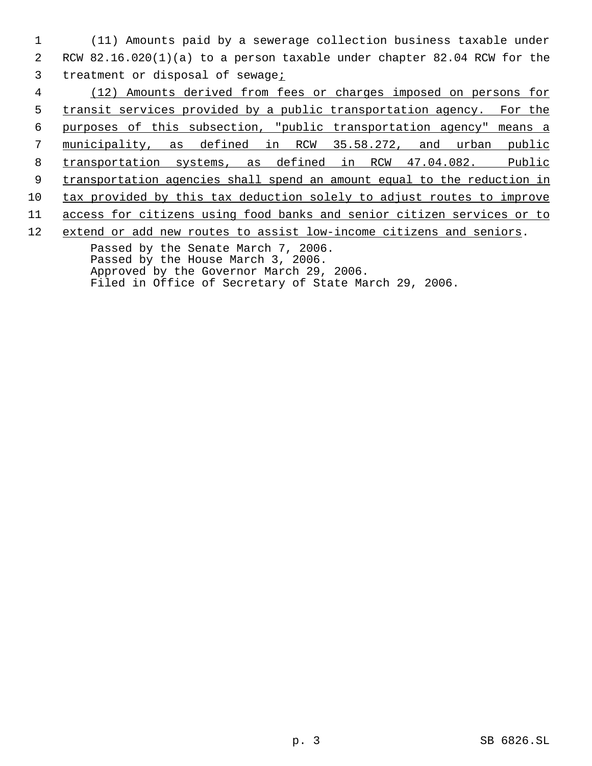(11) Amounts paid by a sewerage collection business taxable under RCW 82.16.020(1)(a) to a person taxable under chapter 82.04 RCW for the treatment or disposal of sewage;

(12) Amounts derived from fees or charges imposed on persons for transit services provided by a public transportation agency. For the purposes of this subsection, "public transportation agency" means a municipality, as defined in RCW 35.58.272, and urban public transportation systems, as defined in RCW 47.04.082. Public transportation agencies shall spend an amount equal to the reduction in tax provided by this tax deduction solely to adjust routes to improve access for citizens using food banks and senior citizen services or to extend or add new routes to assist low-income citizens and seniors.

Passed by the Senate March 7, 2006.
Passed by the House March 3, 2006.
Approved by the Governor March 29, 2006.
Filed in Office of Secretary of State March 29, 2006.